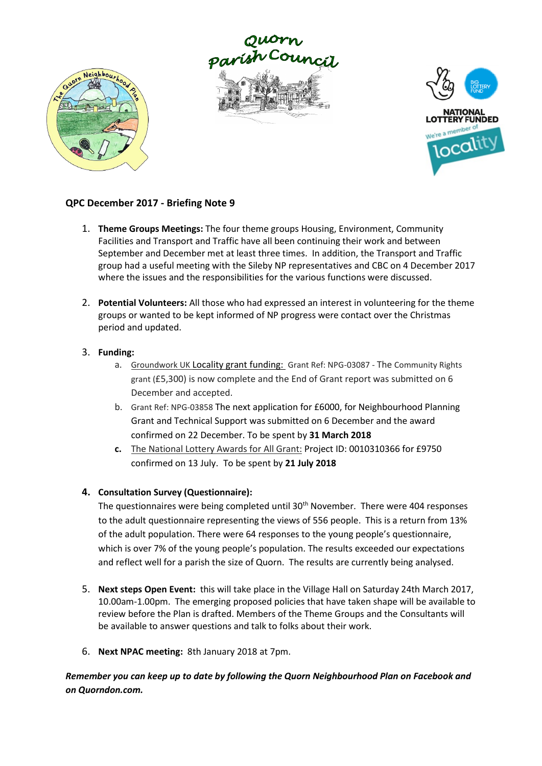Quorn Parish Council

NATIONAL LOTTERY FUNDED

We're a member of locality

## QPC December 2017 - Briefing Note 9

1. **Theme Groups Meetings:** The four theme groups Housing, Environment, Community Facilities and Transport and Traffic have all been continuing their work and between September and December met at least three times. In addition, the Transport and Traffic group had a useful meeting with the Sileby NP representatives and CBC on 4 December 2017 where the issues and the responsibilities for the various functions were discussed.

2. **Potential Volunteers:** All those who had expressed an interest in volunteering for the theme groups or wanted to be kept informed of NP progress were contact over the Christmas period and updated.

3. **Funding:**
   a. Groundwork UK Locality grant funding: Grant Ref: NPG-03087 - The Community Rights grant (£5,300) is now complete and the End of Grant report was submitted on 6 December and accepted.
   b. Grant Ref: NPG-03858 The next application for £6000, for Neighbourhood Planning Grant and Technical Support was submitted on 6 December and the award confirmed on 22 December. To be spent by **31 March 2018**
   c. The National Lottery Awards for All Grant: Project ID: 0010310366 for £9750 confirmed on 13 July. To be spent by **21 July 2018**

4. **Consultation Survey (Questionnaire):**
   The questionnaires were being completed until 30th November. There were 404 responses to the adult questionnaire representing the views of 556 people. This is a return from 13% of the adult population. There were 64 responses to the young people's questionnaire, which is over 7% of the young people's population. The results exceeded our expectations and reflect well for a parish the size of Quorn. The results are currently being analysed.

5. **Next steps Open Event:** this will take place in the Village Hall on Saturday 24th March 2017, 10.00am-1.00pm. The emerging proposed policies that have taken shape will be available to review before the Plan is drafted. Members of the Theme Groups and the Consultants will be available to answer questions and talk to folks about their work.

6. **Next NPAC meeting:** 8th January 2018 at 7pm.

***Remember you can keep up to date by following the Quorn Neighbourhood Plan on Facebook and on Quorndon.com.***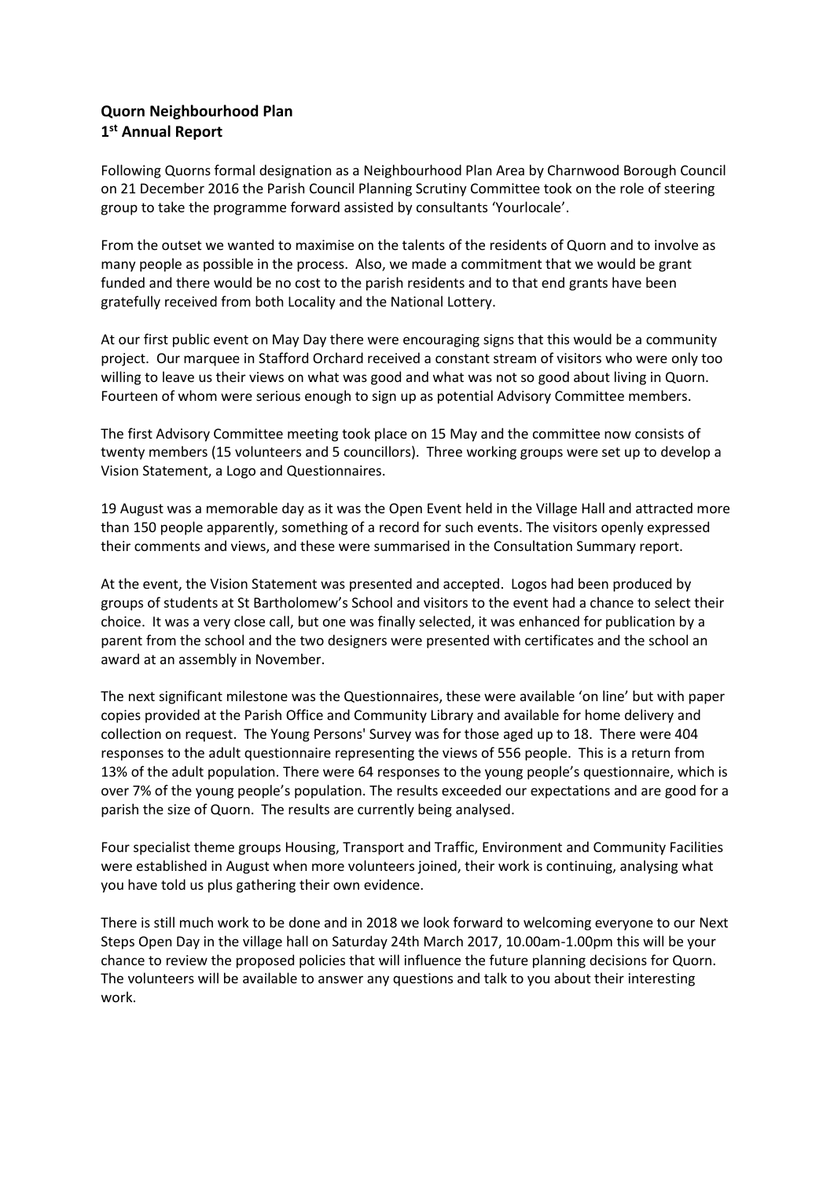**Quorn Neighbourhood Plan**
**1st Annual Report**

Following Quorns formal designation as a Neighbourhood Plan Area by Charnwood Borough Council on 21 December 2016 the Parish Council Planning Scrutiny Committee took on the role of steering group to take the programme forward assisted by consultants 'Yourlocale'.

From the outset we wanted to maximise on the talents of the residents of Quorn and to involve as many people as possible in the process. Also, we made a commitment that we would be grant funded and there would be no cost to the parish residents and to that end grants have been gratefully received from both Locality and the National Lottery.

At our first public event on May Day there were encouraging signs that this would be a community project. Our marquee in Stafford Orchard received a constant stream of visitors who were only too willing to leave us their views on what was good and what was not so good about living in Quorn. Fourteen of whom were serious enough to sign up as potential Advisory Committee members.

The first Advisory Committee meeting took place on 15 May and the committee now consists of twenty members (15 volunteers and 5 councillors). Three working groups were set up to develop a Vision Statement, a Logo and Questionnaires.

19 August was a memorable day as it was the Open Event held in the Village Hall and attracted more than 150 people apparently, something of a record for such events. The visitors openly expressed their comments and views, and these were summarised in the Consultation Summary report.

At the event, the Vision Statement was presented and accepted. Logos had been produced by groups of students at St Bartholomew's School and visitors to the event had a chance to select their choice. It was a very close call, but one was finally selected, it was enhanced for publication by a parent from the school and the two designers were presented with certificates and the school an award at an assembly in November.

The next significant milestone was the Questionnaires, these were available 'on line' but with paper copies provided at the Parish Office and Community Library and available for home delivery and collection on request. The Young Persons' Survey was for those aged up to 18. There were 404 responses to the adult questionnaire representing the views of 556 people. This is a return from 13% of the adult population. There were 64 responses to the young people's questionnaire, which is over 7% of the young people's population. The results exceeded our expectations and are good for a parish the size of Quorn. The results are currently being analysed.

Four specialist theme groups Housing, Transport and Traffic, Environment and Community Facilities were established in August when more volunteers joined, their work is continuing, analysing what you have told us plus gathering their own evidence.

There is still much work to be done and in 2018 we look forward to welcoming everyone to our Next Steps Open Day in the village hall on Saturday 24th March 2017, 10.00am-1.00pm this will be your chance to review the proposed policies that will influence the future planning decisions for Quorn. The volunteers will be available to answer any questions and talk to you about their interesting work.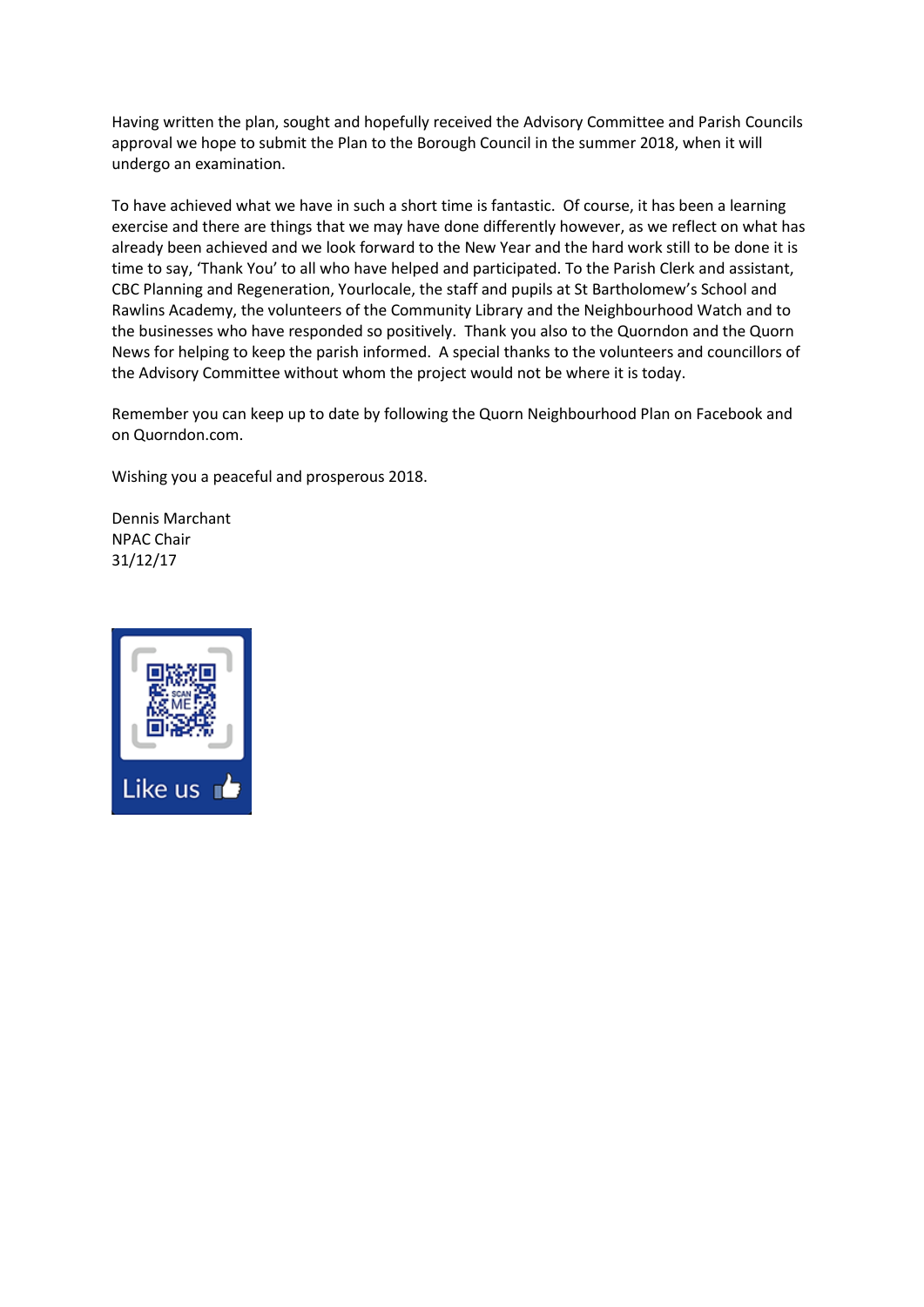Having written the plan, sought and hopefully received the Advisory Committee and Parish Councils approval we hope to submit the Plan to the Borough Council in the summer 2018, when it will undergo an examination.

To have achieved what we have in such a short time is fantastic. Of course, it has been a learning exercise and there are things that we may have done differently however, as we reflect on what has already been achieved and we look forward to the New Year and the hard work still to be done it is time to say, 'Thank You' to all who have helped and participated. To the Parish Clerk and assistant, CBC Planning and Regeneration, Yourlocale, the staff and pupils at St Bartholomew's School and Rawlins Academy, the volunteers of the Community Library and the Neighbourhood Watch and to the businesses who have responded so positively. Thank you also to the Quorndon and the Quorn News for helping to keep the parish informed. A special thanks to the volunteers and councillors of the Advisory Committee without whom the project would not be where it is today.

Remember you can keep up to date by following the Quorn Neighbourhood Plan on Facebook and on Quorndon.com.

Wishing you a peaceful and prosperous 2018.

Dennis Marchant
NPAC Chair
31/12/17

SCAN ME

Like us